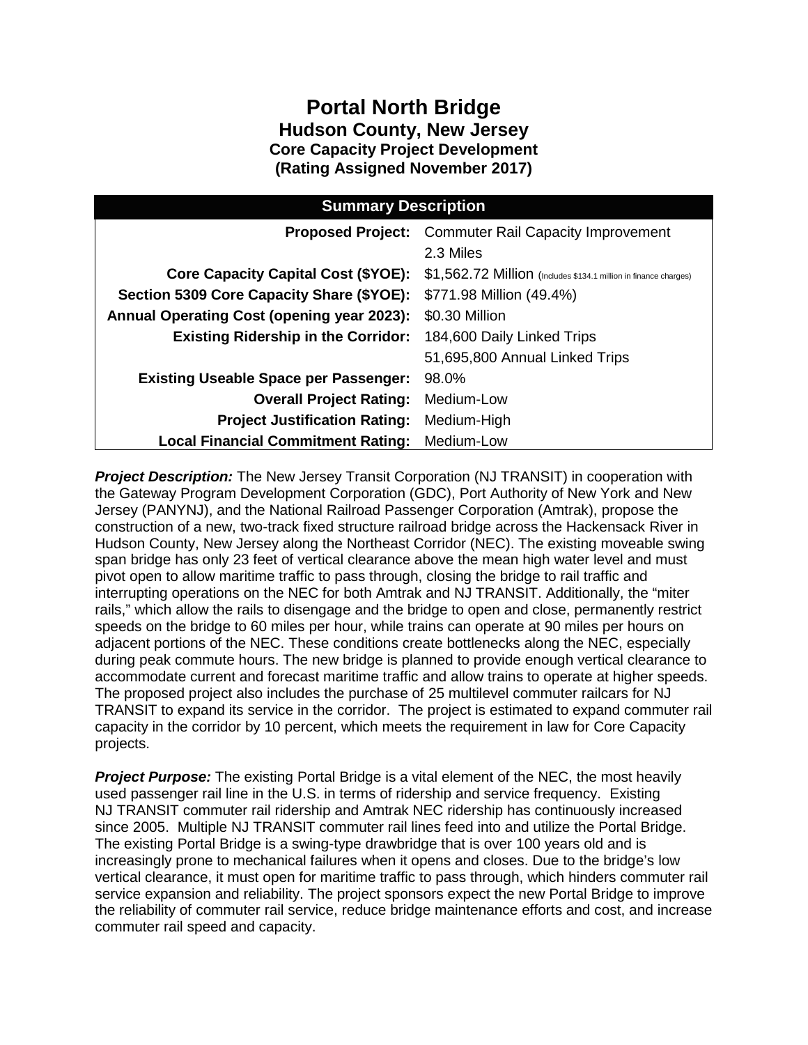# Portal North Bridge

## Hudson County, New Jersey

### Core Capacity Project Development

### (Rating Assigned November 2017)

| Summary Description | |
|---|---|
| **Proposed Project:** | Commuter Rail Capacity Improvement<br>2.3 Miles |
| **Core Capacity Capital Cost ($YOE):** | $1,562.72 Million (Includes $134.1 million in finance charges) |
| **Section 5309 Core Capacity Share ($YOE):** | $771.98 Million (49.4%) |
| **Annual Operating Cost (opening year 2023):** | $0.30 Million |
| **Existing Ridership in the Corridor:** | 184,600 Daily Linked Trips<br>51,695,800 Annual Linked Trips |
| **Existing Useable Space per Passenger:** | 98.0% |
| **Overall Project Rating:** | Medium-Low |
| **Project Justification Rating:** | Medium-High |
| **Local Financial Commitment Rating:** | Medium-Low |

***Project Description:*** The New Jersey Transit Corporation (NJ TRANSIT) in cooperation with the Gateway Program Development Corporation (GDC), Port Authority of New York and New Jersey (PANYNJ), and the National Railroad Passenger Corporation (Amtrak), propose the construction of a new, two-track fixed structure railroad bridge across the Hackensack River in Hudson County, New Jersey along the Northeast Corridor (NEC). The existing moveable swing span bridge has only 23 feet of vertical clearance above the mean high water level and must pivot open to allow maritime traffic to pass through, closing the bridge to rail traffic and interrupting operations on the NEC for both Amtrak and NJ TRANSIT. Additionally, the "miter rails," which allow the rails to disengage and the bridge to open and close, permanently restrict speeds on the bridge to 60 miles per hour, while trains can operate at 90 miles per hours on adjacent portions of the NEC. These conditions create bottlenecks along the NEC, especially during peak commute hours. The new bridge is planned to provide enough vertical clearance to accommodate current and forecast maritime traffic and allow trains to operate at higher speeds. The proposed project also includes the purchase of 25 multilevel commuter railcars for NJ TRANSIT to expand its service in the corridor. The project is estimated to expand commuter rail capacity in the corridor by 10 percent, which meets the requirement in law for Core Capacity projects.

***Project Purpose:*** The existing Portal Bridge is a vital element of the NEC, the most heavily used passenger rail line in the U.S. in terms of ridership and service frequency. Existing NJ TRANSIT commuter rail ridership and Amtrak NEC ridership has continuously increased since 2005. Multiple NJ TRANSIT commuter rail lines feed into and utilize the Portal Bridge. The existing Portal Bridge is a swing-type drawbridge that is over 100 years old and is increasingly prone to mechanical failures when it opens and closes. Due to the bridge's low vertical clearance, it must open for maritime traffic to pass through, which hinders commuter rail service expansion and reliability. The project sponsors expect the new Portal Bridge to improve the reliability of commuter rail service, reduce bridge maintenance efforts and cost, and increase commuter rail speed and capacity.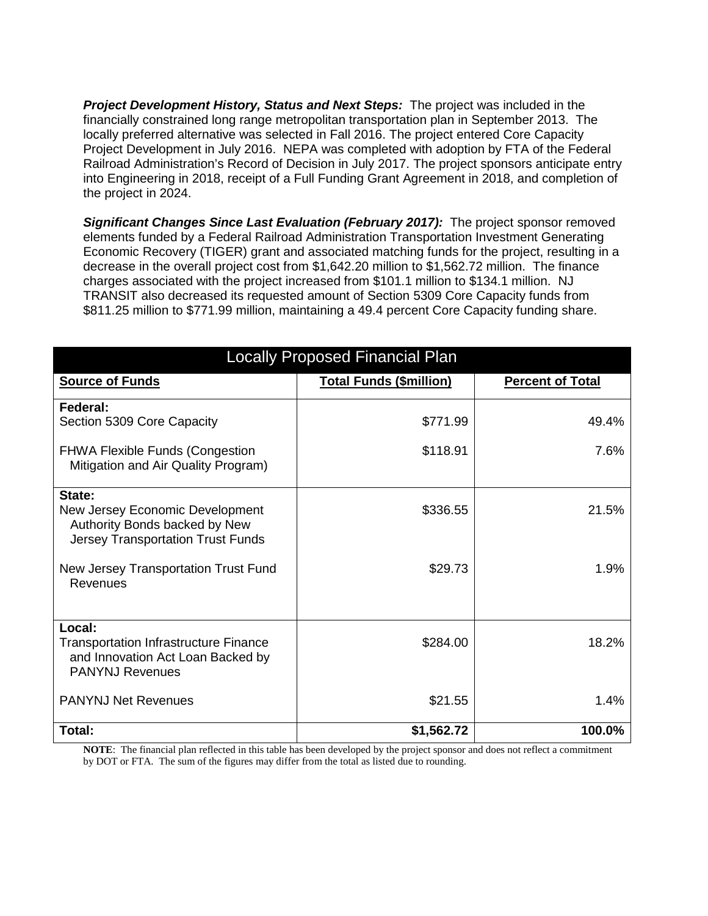***Project Development History, Status and Next Steps:*** The project was included in the financially constrained long range metropolitan transportation plan in September 2013. The locally preferred alternative was selected in Fall 2016. The project entered Core Capacity Project Development in July 2016. NEPA was completed with adoption by FTA of the Federal Railroad Administration's Record of Decision in July 2017. The project sponsors anticipate entry into Engineering in 2018, receipt of a Full Funding Grant Agreement in 2018, and completion of the project in 2024.

***Significant Changes Since Last Evaluation (February 2017):*** The project sponsor removed elements funded by a Federal Railroad Administration Transportation Investment Generating Economic Recovery (TIGER) grant and associated matching funds for the project, resulting in a decrease in the overall project cost from $1,642.20 million to $1,562.72 million. The finance charges associated with the project increased from $101.1 million to $134.1 million. NJ TRANSIT also decreased its requested amount of Section 5309 Core Capacity funds from $811.25 million to $771.99 million, maintaining a 49.4 percent Core Capacity funding share.

| Locally Proposed Financial Plan | | |
|---|---|---|
| **Source of Funds** | **Total Funds ($million)** | **Percent of Total** |
| **Federal:** | | |
| Section 5309 Core Capacity | $771.99 | 49.4% |
| FHWA Flexible Funds (Congestion Mitigation and Air Quality Program) | $118.91 | 7.6% |
| **State:** | | |
| New Jersey Economic Development Authority Bonds backed by New Jersey Transportation Trust Funds | $336.55 | 21.5% |
| New Jersey Transportation Trust Fund Revenues | $29.73 | 1.9% |
| **Local:** | | |
| Transportation Infrastructure Finance and Innovation Act Loan Backed by PANYNJ Revenues | $284.00 | 18.2% |
| PANYNJ Net Revenues | $21.55 | 1.4% |
| **Total:** | **$1,562.72** | **100.0%** |

**NOTE**: The financial plan reflected in this table has been developed by the project sponsor and does not reflect a commitment by DOT or FTA. The sum of the figures may differ from the total as listed due to rounding.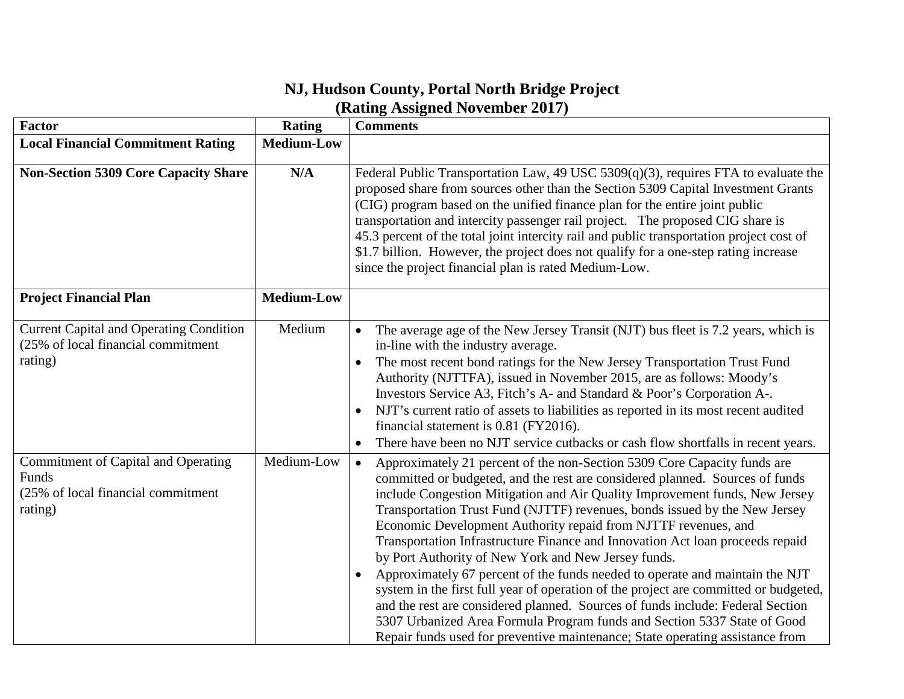# NJ, Hudson County, Portal North Bridge Project
## (Rating Assigned November 2017)

| Factor | Rating | Comments |
|---|---|---|
| **Local Financial Commitment Rating** | **Medium-Low** | |
| **Non-Section 5309 Core Capacity Share** | **N/A** | Federal Public Transportation Law, 49 USC 5309(q)(3), requires FTA to evaluate the proposed share from sources other than the Section 5309 Capital Investment Grants (CIG) program based on the unified finance plan for the entire joint public transportation and intercity passenger rail project. The proposed CIG share is 45.3 percent of the total joint intercity rail and public transportation project cost of $1.7 billion. However, the project does not qualify for a one-step rating increase since the project financial plan is rated Medium-Low. |
| **Project Financial Plan** | **Medium-Low** | |
| Current Capital and Operating Condition (25% of local financial commitment rating) | Medium | • The average age of the New Jersey Transit (NJT) bus fleet is 7.2 years, which is in-line with the industry average.<br>• The most recent bond ratings for the New Jersey Transportation Trust Fund Authority (NJTTFA), issued in November 2015, are as follows: Moody's Investors Service A3, Fitch's A- and Standard & Poor's Corporation A-.<br>• NJT's current ratio of assets to liabilities as reported in its most recent audited financial statement is 0.81 (FY2016).<br>• There have been no NJT service cutbacks or cash flow shortfalls in recent years. |
| Commitment of Capital and Operating Funds (25% of local financial commitment rating) | Medium-Low | • Approximately 21 percent of the non-Section 5309 Core Capacity funds are committed or budgeted, and the rest are considered planned. Sources of funds include Congestion Mitigation and Air Quality Improvement funds, New Jersey Transportation Trust Fund (NJTTF) revenues, bonds issued by the New Jersey Economic Development Authority repaid from NJTTF revenues, and Transportation Infrastructure Finance and Innovation Act loan proceeds repaid by Port Authority of New York and New Jersey funds.<br>• Approximately 67 percent of the funds needed to operate and maintain the NJT system in the first full year of operation of the project are committed or budgeted, and the rest are considered planned. Sources of funds include: Federal Section 5307 Urbanized Area Formula Program funds and Section 5337 State of Good Repair funds used for preventive maintenance; State operating assistance from |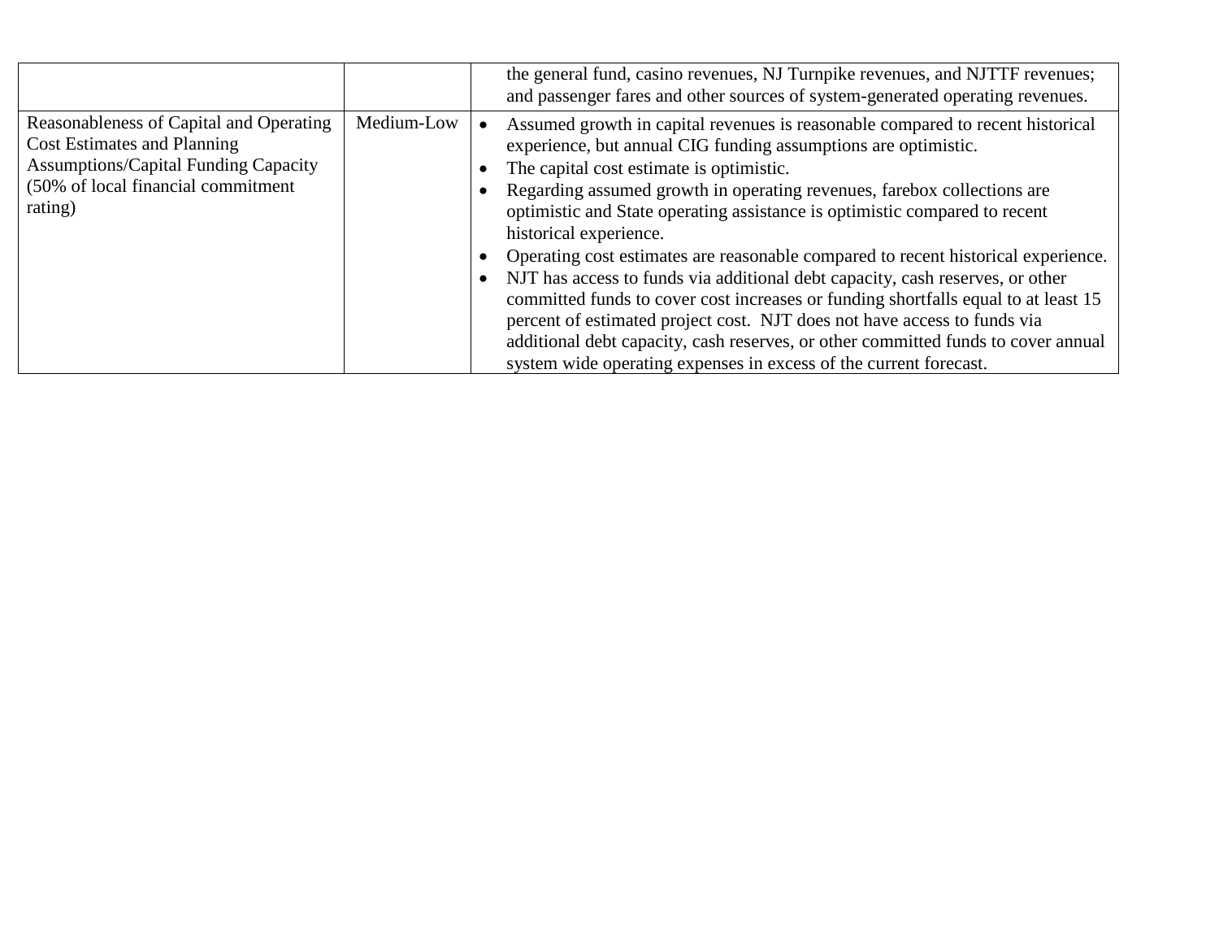| | | |
|---|---|---|
| | | the general fund, casino revenues, NJ Turnpike revenues, and NJTTF revenues; and passenger fares and other sources of system-generated operating revenues. |
| Reasonableness of Capital and Operating Cost Estimates and Planning Assumptions/Capital Funding Capacity (50% of local financial commitment rating) | Medium-Low | • Assumed growth in capital revenues is reasonable compared to recent historical experience, but annual CIG funding assumptions are optimistic.<br>• The capital cost estimate is optimistic.<br>• Regarding assumed growth in operating revenues, farebox collections are optimistic and State operating assistance is optimistic compared to recent historical experience.<br>• Operating cost estimates are reasonable compared to recent historical experience.<br>• NJT has access to funds via additional debt capacity, cash reserves, or other committed funds to cover cost increases or funding shortfalls equal to at least 15 percent of estimated project cost. NJT does not have access to funds via additional debt capacity, cash reserves, or other committed funds to cover annual system wide operating expenses in excess of the current forecast. |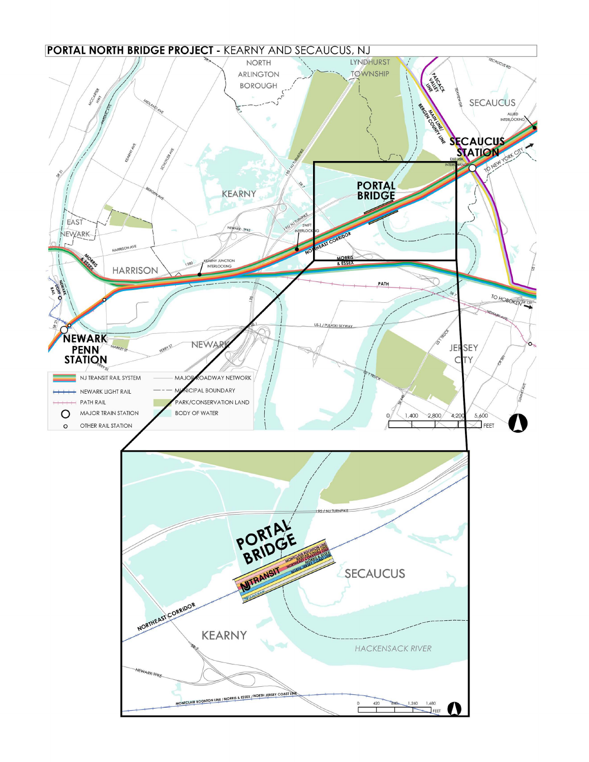# PORTAL NORTH BRIDGE PROJECT - KEARNY AND SECAUCUS, NJ

NORTH ARLINGTON BOROUGH

LYNDHURST TOWNSHIP

SECAUCUS

SECAUCUS STATION

PORTAL BRIDGE

KEARNY

EAST NEWARK

HARRISON

NEWARK PENN STATION

NEWARK

JERSEY CITY

NORTHEAST CORRIDOR

MORRIS & ESSEX

PATH

TO NEW YORK CITY

TO HOBOKEN

NJ TRANSIT RAIL SYSTEM

NEWARK LIGHT RAIL

PATH RAIL

MAJOR TRAIN STATION

OTHER RAIL STATION

MAJOR ROADWAY NETWORK

MUNICIPAL BOUNDARY

PARK/CONSERVATION LAND

BODY OF WATER

0 1,400 2,800 4,200 5,600 FEET

PORTAL BRIDGE

SECAUCUS

KEARNY

HACKENSACK RIVER

NORTHEAST CORRIDOR

I-95 / NJ TURNPIKE

MONTCLAIR BOONTON LINE / MORRIS & ESSEX / NORTH JERSEY COAST LINE

0 420 840 1,260 1,680 FEET